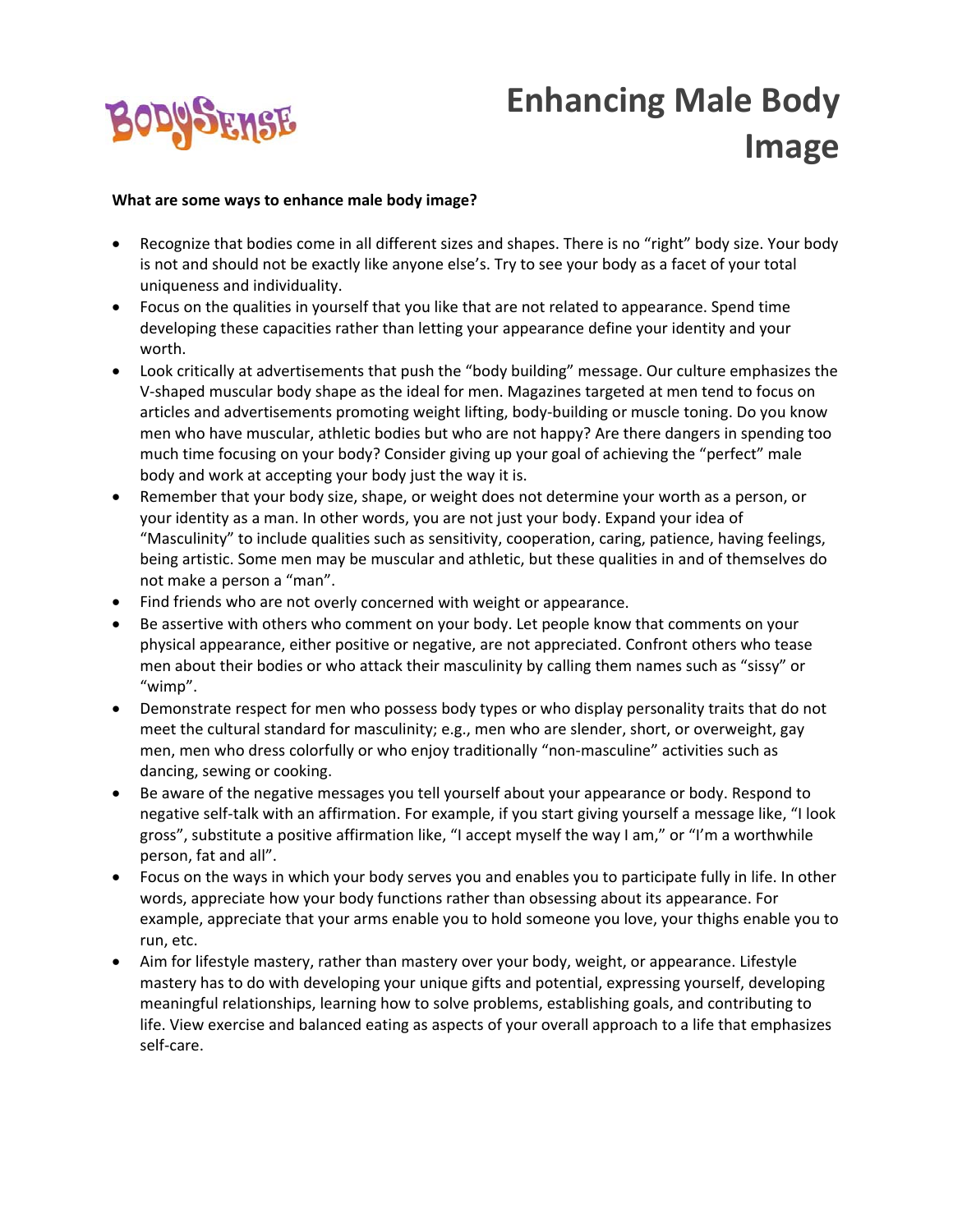BodySense

# Enhancing Male Body Image

**What are some ways to enhance male body image?**

- Recognize that bodies come in all different sizes and shapes. There is no "right" body size. Your body is not and should not be exactly like anyone else's. Try to see your body as a facet of your total uniqueness and individuality.
- Focus on the qualities in yourself that you like that are not related to appearance. Spend time developing these capacities rather than letting your appearance define your identity and your worth.
- Look critically at advertisements that push the "body building" message. Our culture emphasizes the V-shaped muscular body shape as the ideal for men. Magazines targeted at men tend to focus on articles and advertisements promoting weight lifting, body-building or muscle toning. Do you know men who have muscular, athletic bodies but who are not happy? Are there dangers in spending too much time focusing on your body? Consider giving up your goal of achieving the "perfect" male body and work at accepting your body just the way it is.
- Remember that your body size, shape, or weight does not determine your worth as a person, or your identity as a man. In other words, you are not just your body. Expand your idea of "Masculinity" to include qualities such as sensitivity, cooperation, caring, patience, having feelings, being artistic. Some men may be muscular and athletic, but these qualities in and of themselves do not make a person a "man".
- Find friends who are not overly concerned with weight or appearance.
- Be assertive with others who comment on your body. Let people know that comments on your physical appearance, either positive or negative, are not appreciated. Confront others who tease men about their bodies or who attack their masculinity by calling them names such as "sissy" or "wimp".
- Demonstrate respect for men who possess body types or who display personality traits that do not meet the cultural standard for masculinity; e.g., men who are slender, short, or overweight, gay men, men who dress colorfully or who enjoy traditionally "non-masculine" activities such as dancing, sewing or cooking.
- Be aware of the negative messages you tell yourself about your appearance or body. Respond to negative self-talk with an affirmation. For example, if you start giving yourself a message like, "I look gross", substitute a positive affirmation like, "I accept myself the way I am," or "I'm a worthwhile person, fat and all".
- Focus on the ways in which your body serves you and enables you to participate fully in life. In other words, appreciate how your body functions rather than obsessing about its appearance. For example, appreciate that your arms enable you to hold someone you love, your thighs enable you to run, etc.
- Aim for lifestyle mastery, rather than mastery over your body, weight, or appearance. Lifestyle mastery has to do with developing your unique gifts and potential, expressing yourself, developing meaningful relationships, learning how to solve problems, establishing goals, and contributing to life. View exercise and balanced eating as aspects of your overall approach to a life that emphasizes self-care.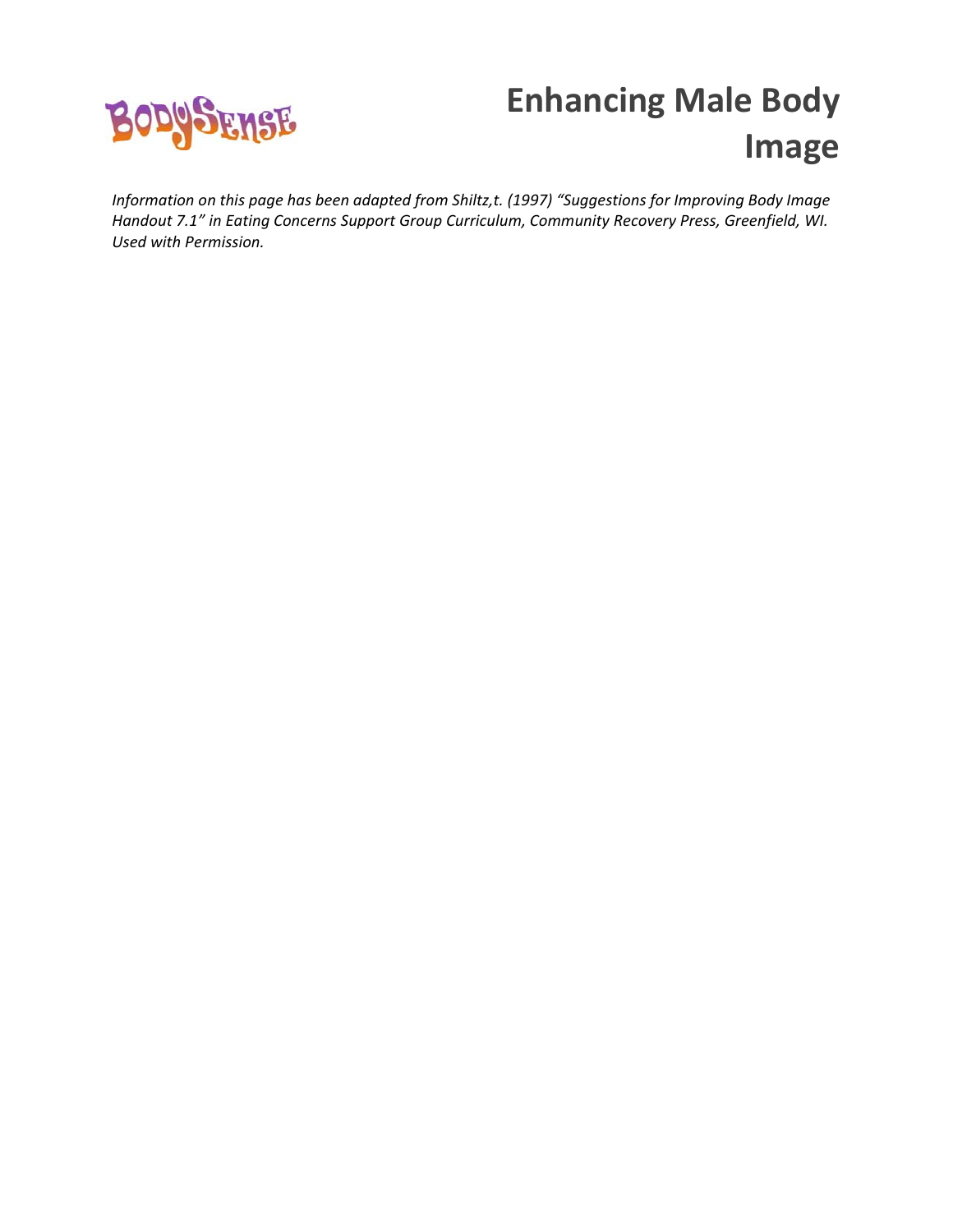BodySense

# Enhancing Male Body Image

*Information on this page has been adapted from Shiltz,t. (1997) "Suggestions for Improving Body Image Handout 7.1" in Eating Concerns Support Group Curriculum, Community Recovery Press, Greenfield, WI. Used with Permission.*